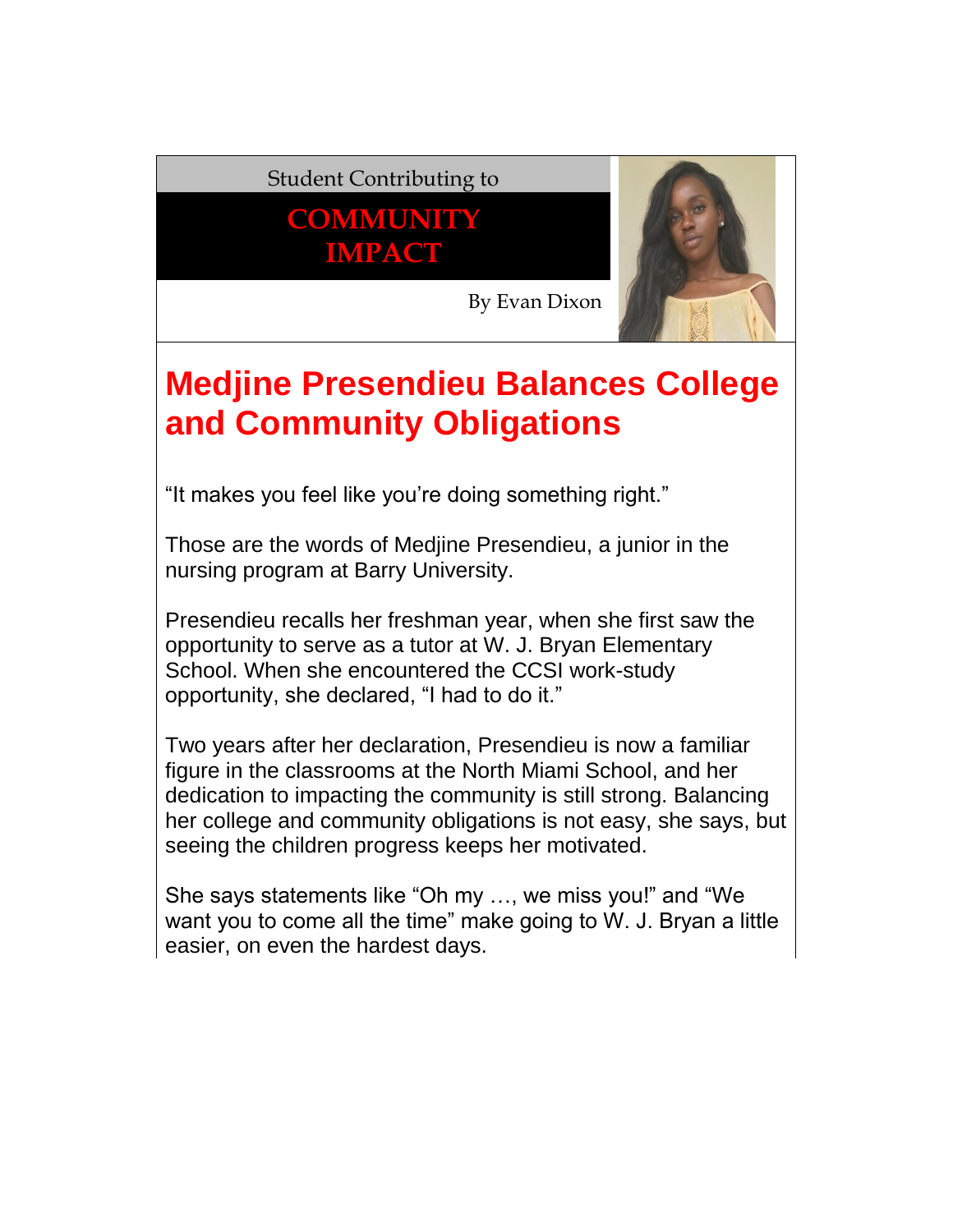Student Contributing to

**COMMUNITY IMPACT**

By Evan Dixon

# Medjine Presendieu Balances College and Community Obligations

"It makes you feel like you're doing something right."

Those are the words of Medjine Presendieu, a junior in the nursing program at Barry University.

Presendieu recalls her freshman year, when she first saw the opportunity to serve as a tutor at W. J. Bryan Elementary School. When she encountered the CCSI work-study opportunity, she declared, "I had to do it."

Two years after her declaration, Presendieu is now a familiar figure in the classrooms at the North Miami School, and her dedication to impacting the community is still strong. Balancing her college and community obligations is not easy, she says, but seeing the children progress keeps her motivated.

She says statements like "Oh my …, we miss you!" and "We want you to come all the time" make going to W. J. Bryan a little easier, on even the hardest days.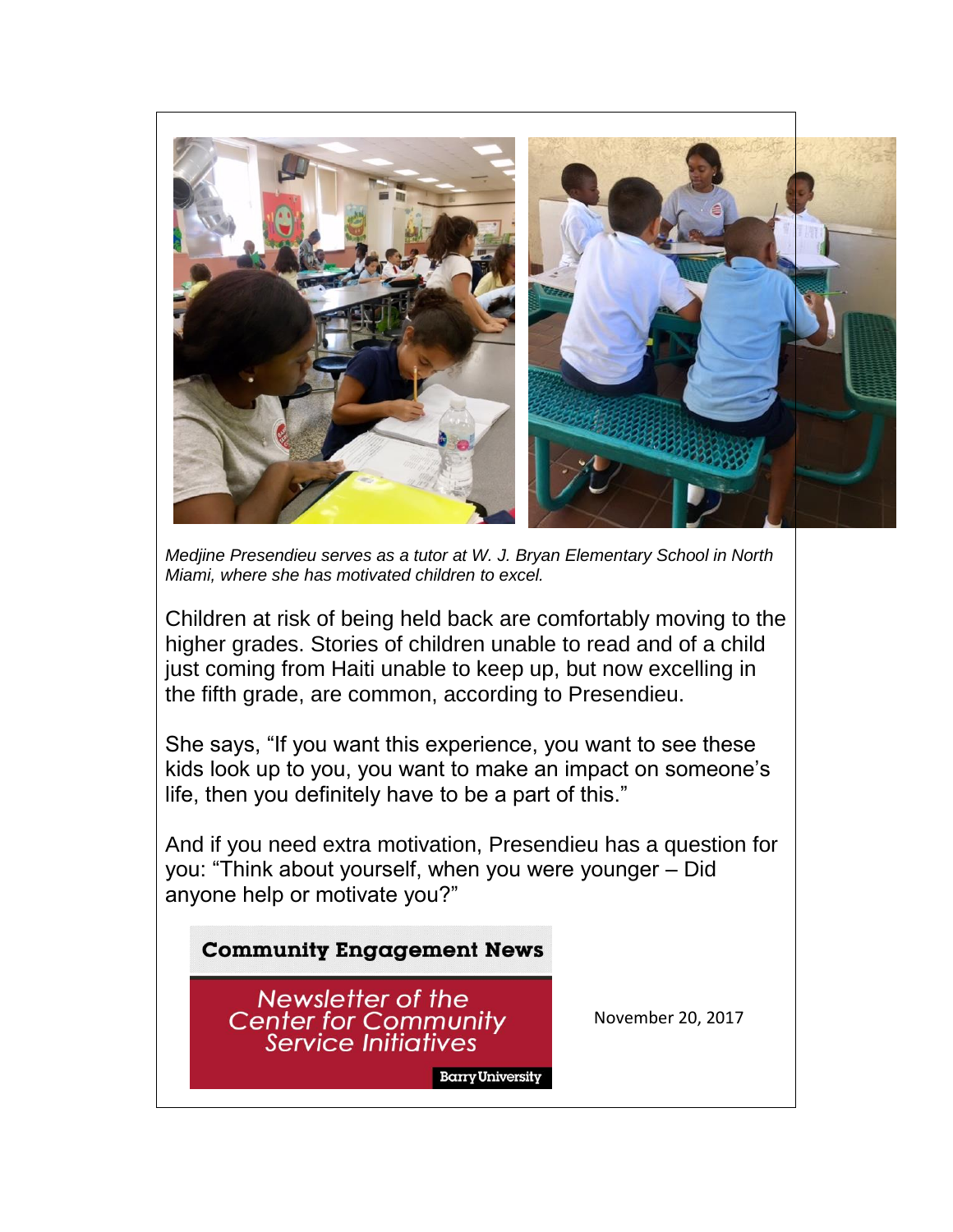*Medjine Presendieu serves as a tutor at W. J. Bryan Elementary School in North Miami, where she has motivated children to excel.*

Children at risk of being held back are comfortably moving to the higher grades. Stories of children unable to read and of a child just coming from Haiti unable to keep up, but now excelling in the fifth grade, are common, according to Presendieu.

She says, "If you want this experience, you want to see these kids look up to you, you want to make an impact on someone's life, then you definitely have to be a part of this."

And if you need extra motivation, Presendieu has a question for you: "Think about yourself, when you were younger – Did anyone help or motivate you?"

**Community Engagement News**

*Newsletter of the Center for Community Service Initiatives*

Barry University

November 20, 2017